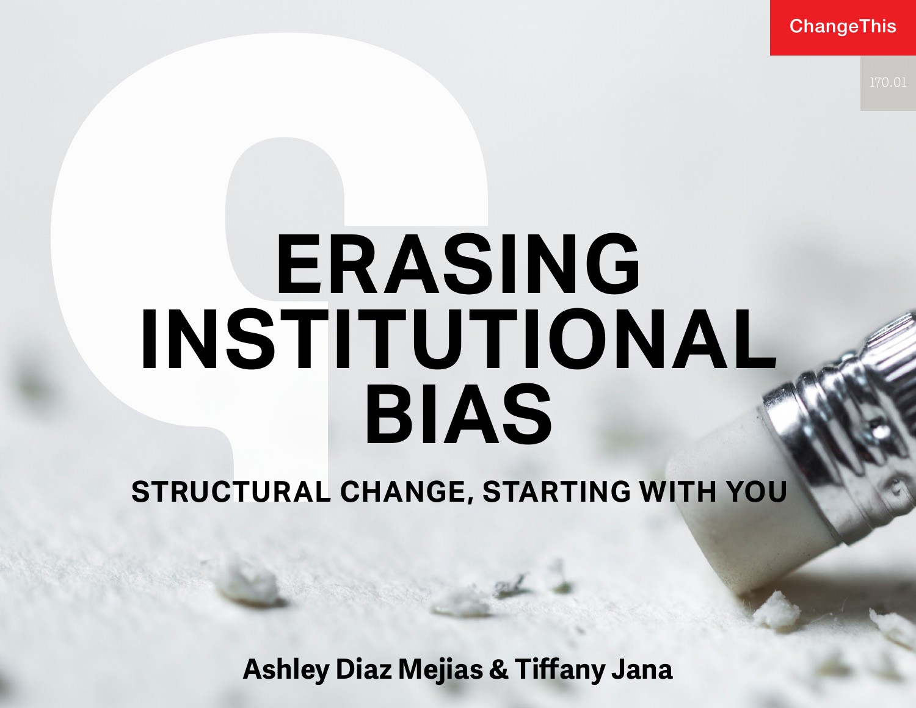ChangeThis

170.01

# ERASING INSTITUTIONAL BIAS

## STRUCTURAL CHANGE, STARTING WITH YOU

**Ashley Diaz Mejias & Tiffany Jana**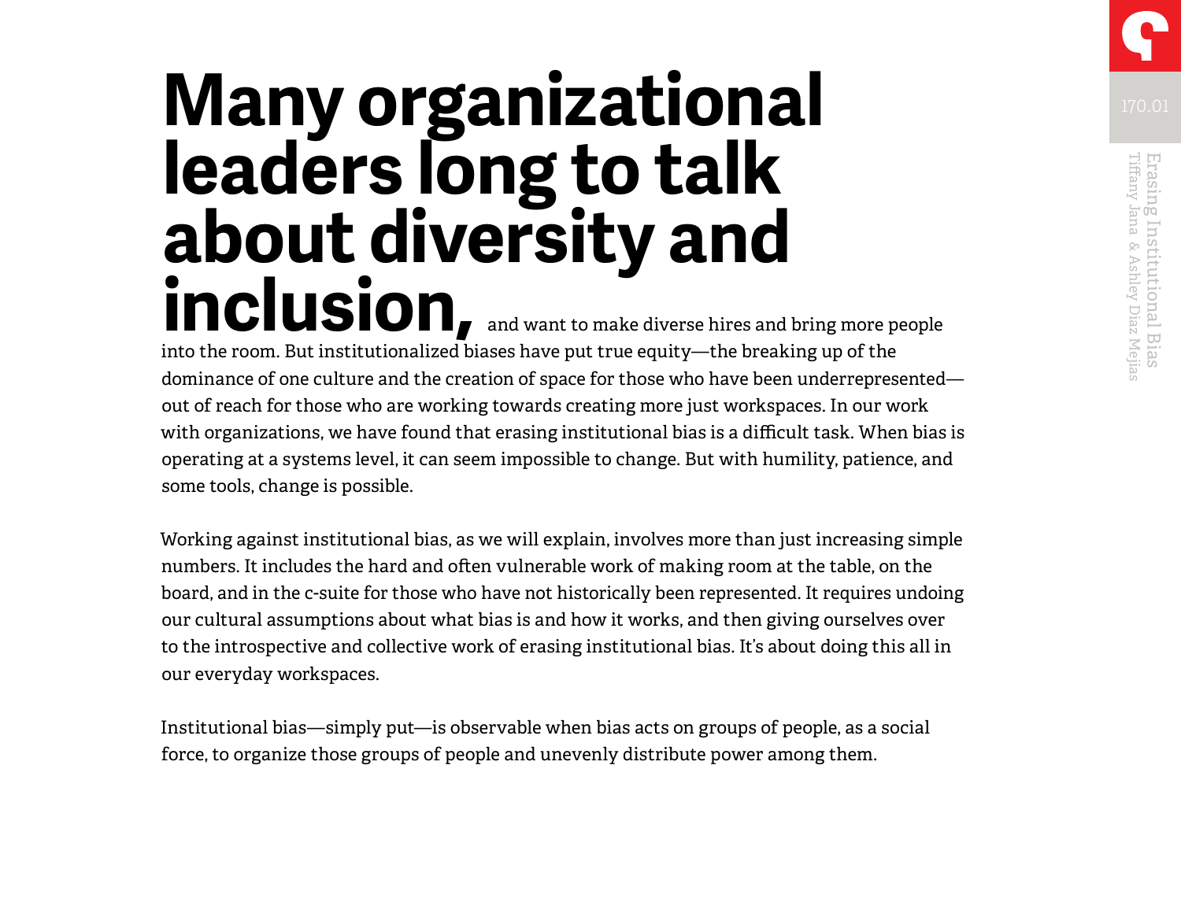**Many organizational leaders long to talk about diversity and inclusion,** and want to make diverse hires and bring more people into the room. But institutionalized biases have put true equity—the breaking up of the dominance of one culture and the creation of space for those who have been underrepresented—out of reach for those who are working towards creating more just workspaces. In our work with organizations, we have found that erasing institutional bias is a difficult task. When bias is operating at a systems level, it can seem impossible to change. But with humility, patience, and some tools, change is possible.

Working against institutional bias, as we will explain, involves more than just increasing simple numbers. It includes the hard and often vulnerable work of making room at the table, on the board, and in the c-suite for those who have not historically been represented. It requires undoing our cultural assumptions about what bias is and how it works, and then giving ourselves over to the introspective and collective work of erasing institutional bias. It's about doing this all in our everyday workspaces.

Institutional bias—simply put—is observable when bias acts on groups of people, as a social force, to organize those groups of people and unevenly distribute power among them.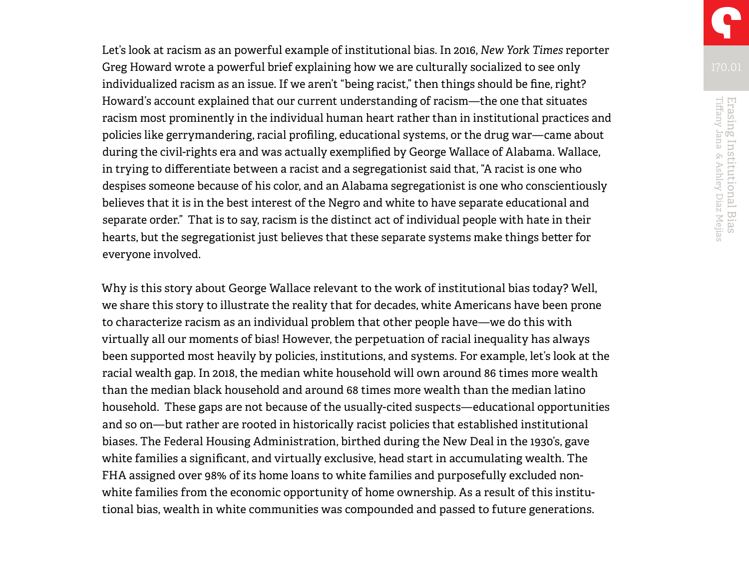Let's look at racism as an powerful example of institutional bias. In 2016, *New York Times* reporter Greg Howard wrote a powerful brief explaining how we are culturally socialized to see only individualized racism as an issue. If we aren't "being racist," then things should be fine, right? Howard's account explained that our current understanding of racism—the one that situates racism most prominently in the individual human heart rather than in institutional practices and policies like gerrymandering, racial profiling, educational systems, or the drug war—came about during the civil-rights era and was actually exemplified by George Wallace of Alabama. Wallace, in trying to differentiate between a racist and a segregationist said that, "A racist is one who despises someone because of his color, and an Alabama segregationist is one who conscientiously believes that it is in the best interest of the Negro and white to have separate educational and separate order." That is to say, racism is the distinct act of individual people with hate in their hearts, but the segregationist just believes that these separate systems make things better for everyone involved.

Why is this story about George Wallace relevant to the work of institutional bias today? Well, we share this story to illustrate the reality that for decades, white Americans have been prone to characterize racism as an individual problem that other people have—we do this with virtually all our moments of bias! However, the perpetuation of racial inequality has always been supported most heavily by policies, institutions, and systems. For example, let's look at the racial wealth gap. In 2018, the median white household will own around 86 times more wealth than the median black household and around 68 times more wealth than the median latino household. These gaps are not because of the usually-cited suspects—educational opportunities and so on—but rather are rooted in historically racist policies that established institutional biases. The Federal Housing Administration, birthed during the New Deal in the 1930's, gave white families a significant, and virtually exclusive, head start in accumulating wealth. The FHA assigned over 98% of its home loans to white families and purposefully excluded non-white families from the economic opportunity of home ownership. As a result of this institutional bias, wealth in white communities was compounded and passed to future generations.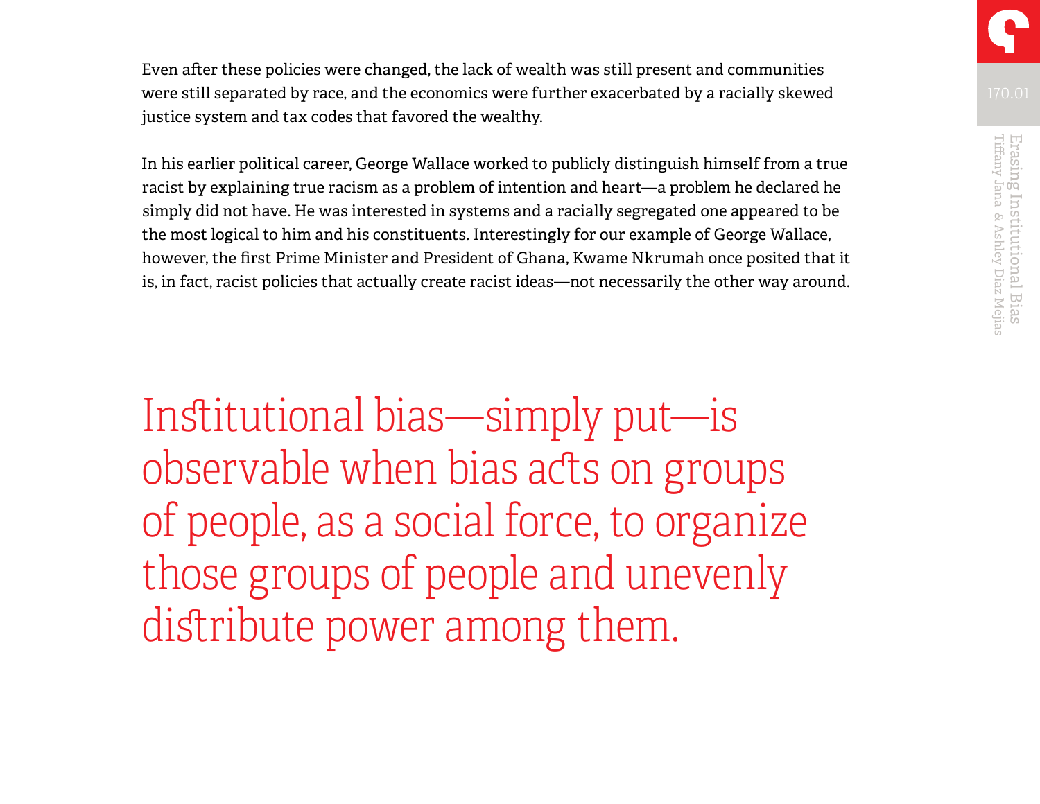Even after these policies were changed, the lack of wealth was still present and communities were still separated by race, and the economics were further exacerbated by a racially skewed justice system and tax codes that favored the wealthy.

In his earlier political career, George Wallace worked to publicly distinguish himself from a true racist by explaining true racism as a problem of intention and heart—a problem he declared he simply did not have. He was interested in systems and a racially segregated one appeared to be the most logical to him and his constituents. Interestingly for our example of George Wallace, however, the first Prime Minister and President of Ghana, Kwame Nkrumah once posited that it is, in fact, racist policies that actually create racist ideas—not necessarily the other way around.

> Institutional bias—simply put—is observable when bias acts on groups of people, as a social force, to organize those groups of people and unevenly distribute power among them.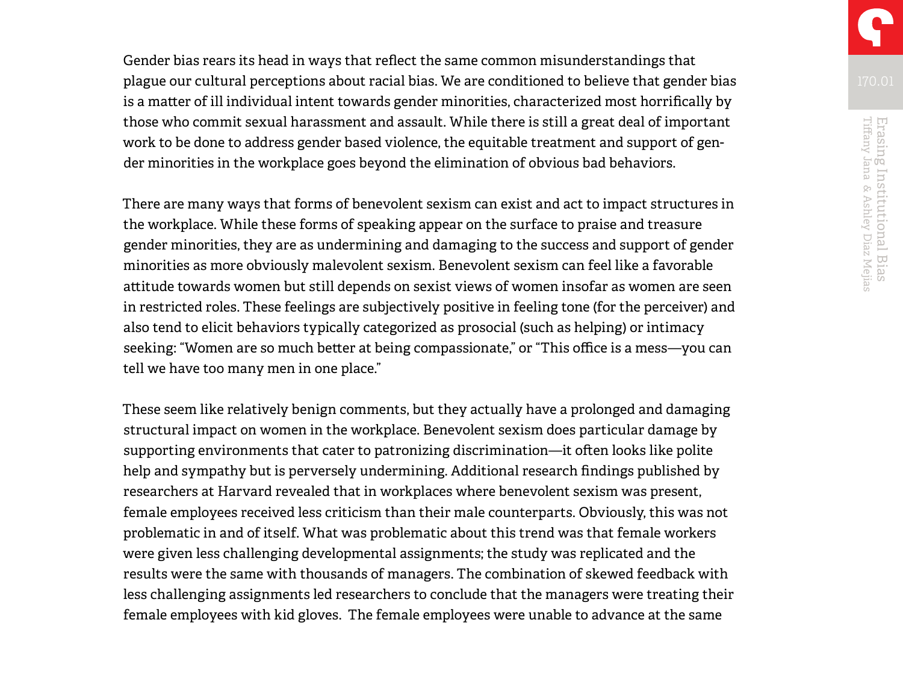Gender bias rears its head in ways that reflect the same common misunderstandings that plague our cultural perceptions about racial bias. We are conditioned to believe that gender bias is a matter of ill individual intent towards gender minorities, characterized most horrifically by those who commit sexual harassment and assault. While there is still a great deal of important work to be done to address gender based violence, the equitable treatment and support of gender minorities in the workplace goes beyond the elimination of obvious bad behaviors.

There are many ways that forms of benevolent sexism can exist and act to impact structures in the workplace. While these forms of speaking appear on the surface to praise and treasure gender minorities, they are as undermining and damaging to the success and support of gender minorities as more obviously malevolent sexism. Benevolent sexism can feel like a favorable attitude towards women but still depends on sexist views of women insofar as women are seen in restricted roles. These feelings are subjectively positive in feeling tone (for the perceiver) and also tend to elicit behaviors typically categorized as prosocial (such as helping) or intimacy seeking: "Women are so much better at being compassionate," or "This office is a mess—you can tell we have too many men in one place."

These seem like relatively benign comments, but they actually have a prolonged and damaging structural impact on women in the workplace. Benevolent sexism does particular damage by supporting environments that cater to patronizing discrimination—it often looks like polite help and sympathy but is perversely undermining. Additional research findings published by researchers at Harvard revealed that in workplaces where benevolent sexism was present, female employees received less criticism than their male counterparts. Obviously, this was not problematic in and of itself. What was problematic about this trend was that female workers were given less challenging developmental assignments; the study was replicated and the results were the same with thousands of managers. The combination of skewed feedback with less challenging assignments led researchers to conclude that the managers were treating their female employees with kid gloves. The female employees were unable to advance at the same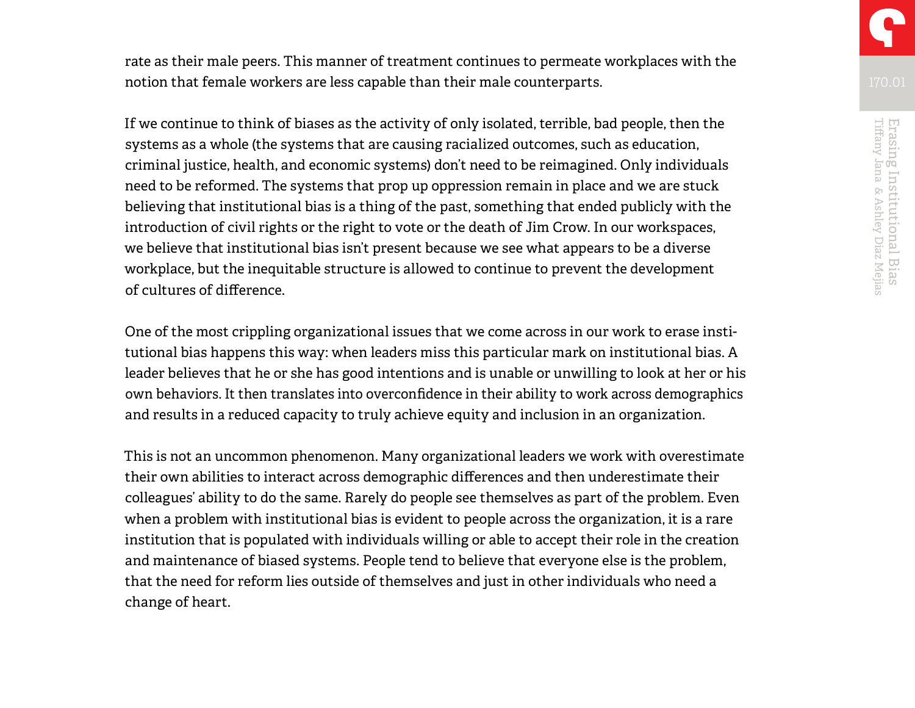rate as their male peers. This manner of treatment continues to permeate workplaces with the notion that female workers are less capable than their male counterparts.

If we continue to think of biases as the activity of only isolated, terrible, bad people, then the systems as a whole (the systems that are causing racialized outcomes, such as education, criminal justice, health, and economic systems) don't need to be reimagined. Only individuals need to be reformed. The systems that prop up oppression remain in place and we are stuck believing that institutional bias is a thing of the past, something that ended publicly with the introduction of civil rights or the right to vote or the death of Jim Crow. In our workspaces, we believe that institutional bias isn't present because we see what appears to be a diverse workplace, but the inequitable structure is allowed to continue to prevent the development of cultures of difference.

One of the most crippling organizational issues that we come across in our work to erase institutional bias happens this way: when leaders miss this particular mark on institutional bias. A leader believes that he or she has good intentions and is unable or unwilling to look at her or his own behaviors. It then translates into overconfidence in their ability to work across demographics and results in a reduced capacity to truly achieve equity and inclusion in an organization.

This is not an uncommon phenomenon. Many organizational leaders we work with overestimate their own abilities to interact across demographic differences and then underestimate their colleagues' ability to do the same. Rarely do people see themselves as part of the problem. Even when a problem with institutional bias is evident to people across the organization, it is a rare institution that is populated with individuals willing or able to accept their role in the creation and maintenance of biased systems. People tend to believe that everyone else is the problem, that the need for reform lies outside of themselves and just in other individuals who need a change of heart.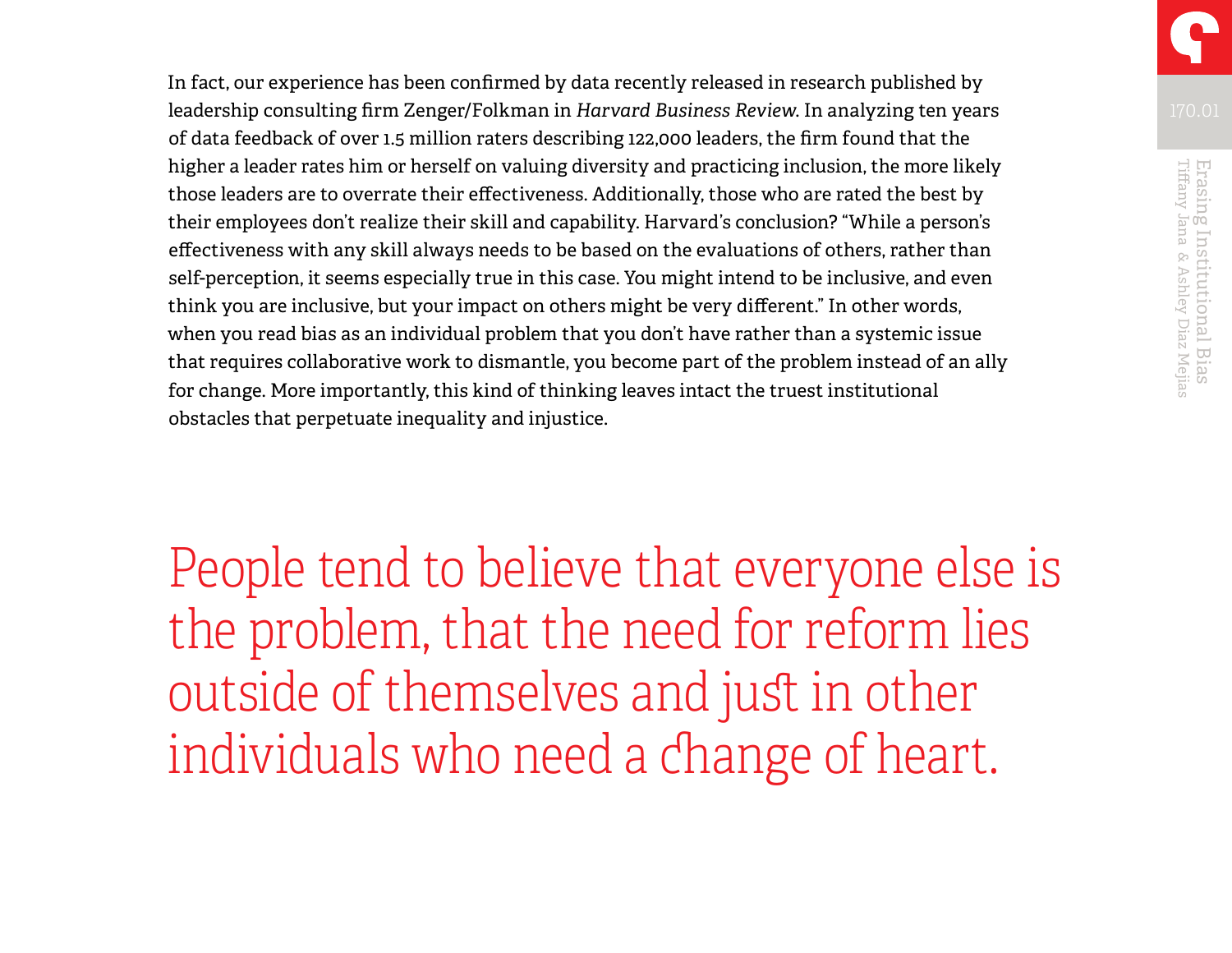In fact, our experience has been confirmed by data recently released in research published by leadership consulting firm Zenger/Folkman in *Harvard Business Review*. In analyzing ten years of data feedback of over 1.5 million raters describing 122,000 leaders, the firm found that the higher a leader rates him or herself on valuing diversity and practicing inclusion, the more likely those leaders are to overrate their effectiveness. Additionally, those who are rated the best by their employees don't realize their skill and capability. Harvard's conclusion? "While a person's effectiveness with any skill always needs to be based on the evaluations of others, rather than self-perception, it seems especially true in this case. You might intend to be inclusive, and even think you are inclusive, but your impact on others might be very different." In other words, when you read bias as an individual problem that you don't have rather than a systemic issue that requires collaborative work to dismantle, you become part of the problem instead of an ally for change. More importantly, this kind of thinking leaves intact the truest institutional obstacles that perpetuate inequality and injustice.

> People tend to believe that everyone else is the problem, that the need for reform lies outside of themselves and just in other individuals who need a change of heart.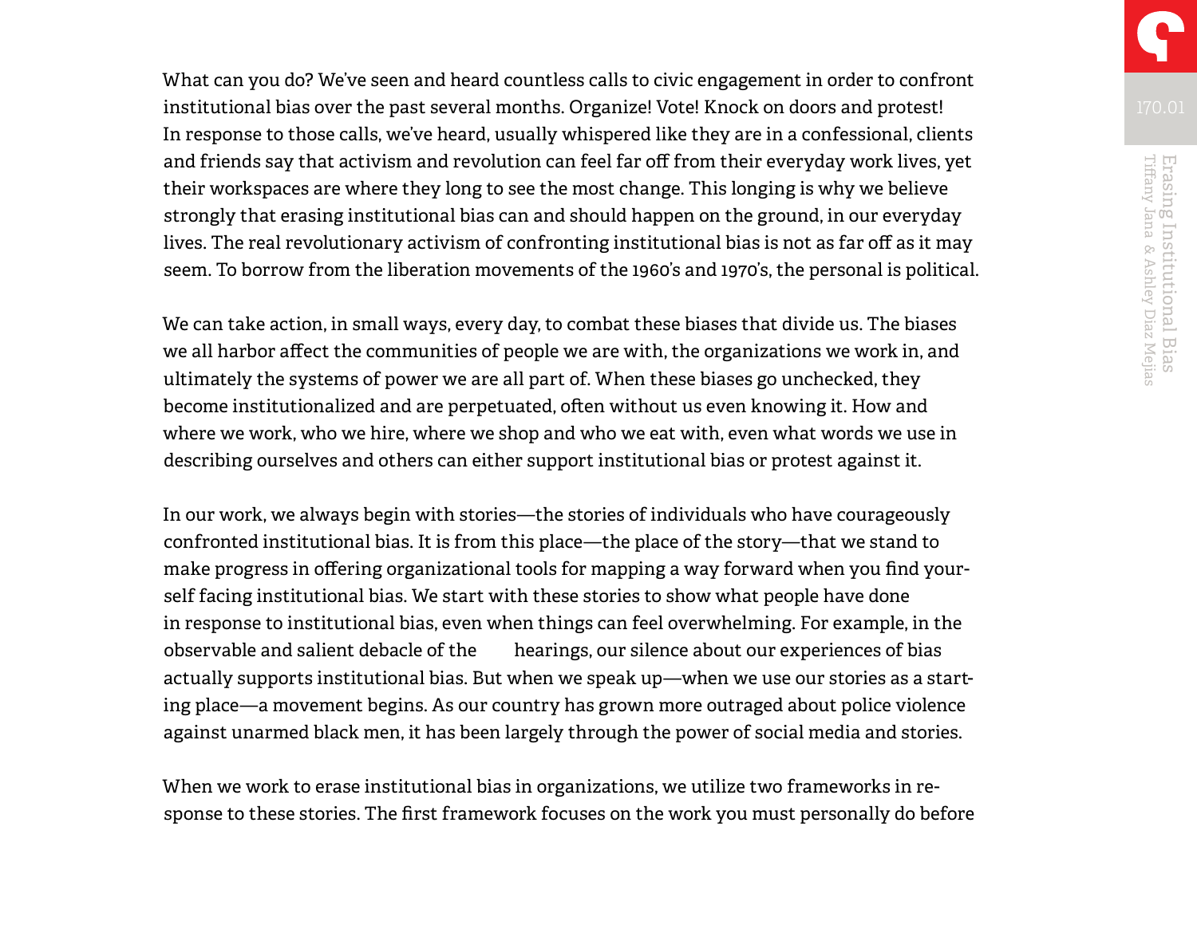What can you do? We've seen and heard countless calls to civic engagement in order to confront institutional bias over the past several months. Organize! Vote! Knock on doors and protest! In response to those calls, we've heard, usually whispered like they are in a confessional, clients and friends say that activism and revolution can feel far off from their everyday work lives, yet their workspaces are where they long to see the most change. This longing is why we believe strongly that erasing institutional bias can and should happen on the ground, in our everyday lives. The real revolutionary activism of confronting institutional bias is not as far off as it may seem. To borrow from the liberation movements of the 1960's and 1970's, the personal is political.

We can take action, in small ways, every day, to combat these biases that divide us. The biases we all harbor affect the communities of people we are with, the organizations we work in, and ultimately the systems of power we are all part of. When these biases go unchecked, they become institutionalized and are perpetuated, often without us even knowing it. How and where we work, who we hire, where we shop and who we eat with, even what words we use in describing ourselves and others can either support institutional bias or protest against it.

In our work, we always begin with stories—the stories of individuals who have courageously confronted institutional bias. It is from this place—the place of the story—that we stand to make progress in offering organizational tools for mapping a way forward when you find yourself facing institutional bias. We start with these stories to show what people have done in response to institutional bias, even when things can feel overwhelming. For example, in the observable and salient debacle of the hearings, our silence about our experiences of bias actually supports institutional bias. But when we speak up—when we use our stories as a starting place—a movement begins. As our country has grown more outraged about police violence against unarmed black men, it has been largely through the power of social media and stories.

When we work to erase institutional bias in organizations, we utilize two frameworks in response to these stories. The first framework focuses on the work you must personally do before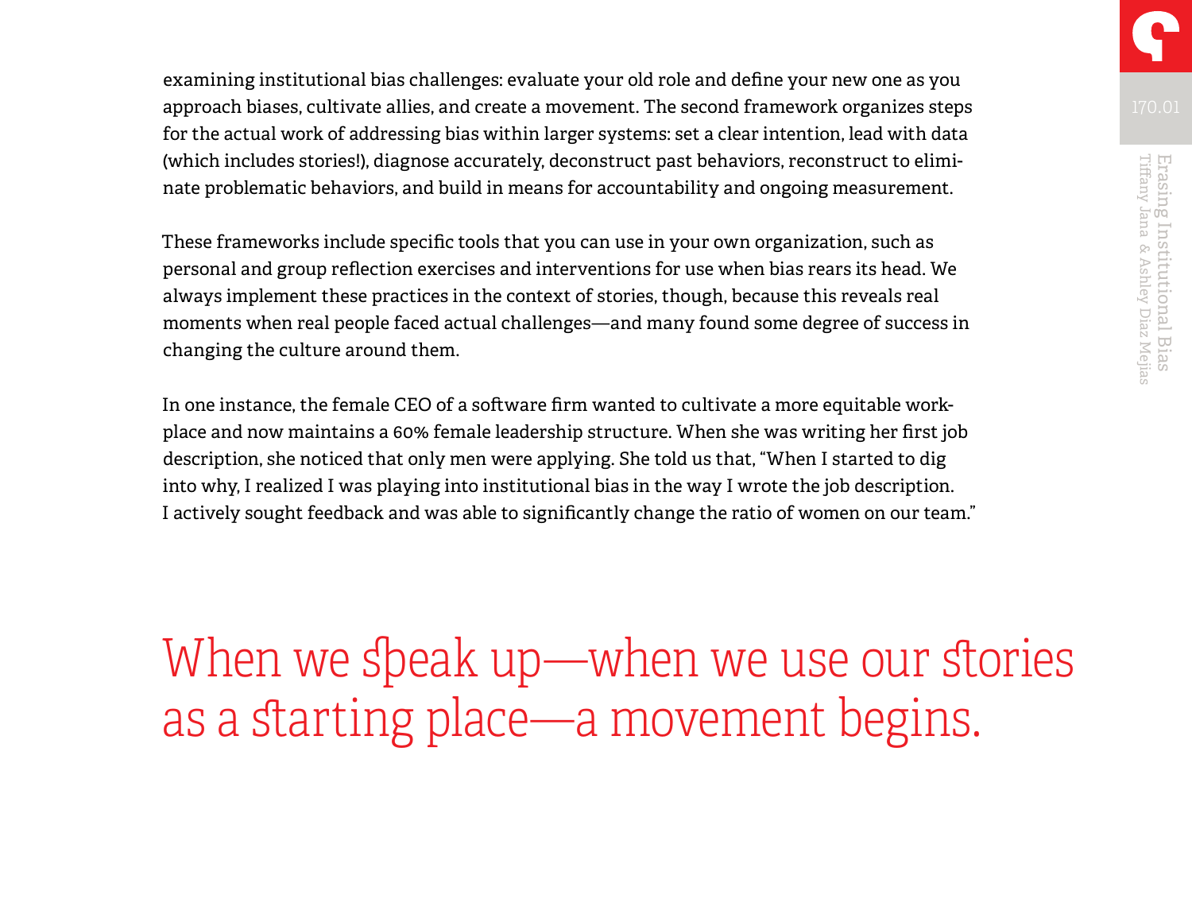examining institutional bias challenges: evaluate your old role and define your new one as you approach biases, cultivate allies, and create a movement. The second framework organizes steps for the actual work of addressing bias within larger systems: set a clear intention, lead with data (which includes stories!), diagnose accurately, deconstruct past behaviors, reconstruct to eliminate problematic behaviors, and build in means for accountability and ongoing measurement.

These frameworks include specific tools that you can use in your own organization, such as personal and group reflection exercises and interventions for use when bias rears its head. We always implement these practices in the context of stories, though, because this reveals real moments when real people faced actual challenges—and many found some degree of success in changing the culture around them.

In one instance, the female CEO of a software firm wanted to cultivate a more equitable workplace and now maintains a 60% female leadership structure. When she was writing her first job description, she noticed that only men were applying. She told us that, "When I started to dig into why, I realized I was playing into institutional bias in the way I wrote the job description. I actively sought feedback and was able to significantly change the ratio of women on our team."

> When we speak up—when we use our stories as a starting place—a movement begins.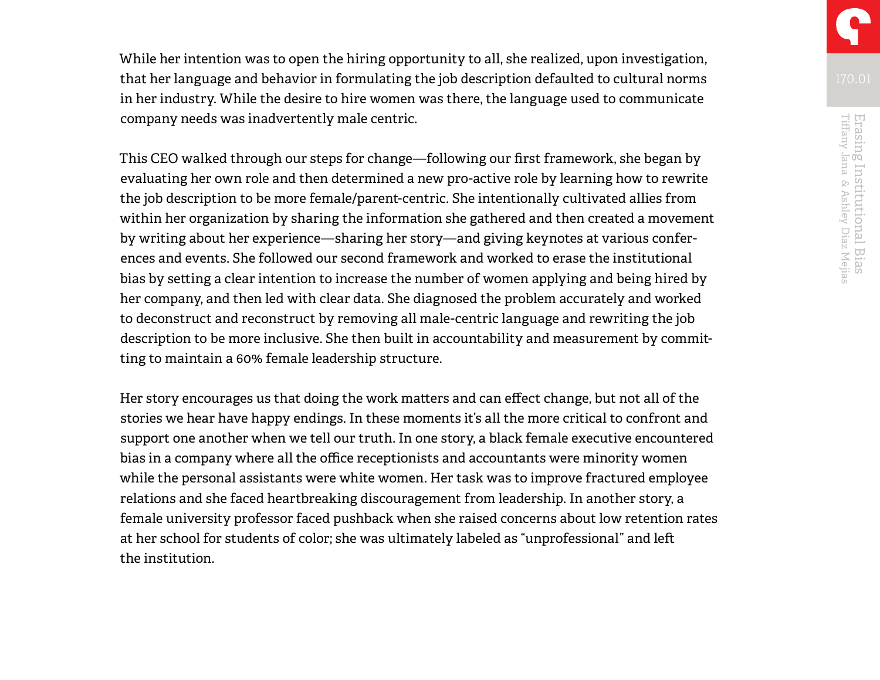While her intention was to open the hiring opportunity to all, she realized, upon investigation, that her language and behavior in formulating the job description defaulted to cultural norms in her industry. While the desire to hire women was there, the language used to communicate company needs was inadvertently male centric.

This CEO walked through our steps for change—following our first framework, she began by evaluating her own role and then determined a new pro-active role by learning how to rewrite the job description to be more female/parent-centric. She intentionally cultivated allies from within her organization by sharing the information she gathered and then created a movement by writing about her experience—sharing her story—and giving keynotes at various conferences and events. She followed our second framework and worked to erase the institutional bias by setting a clear intention to increase the number of women applying and being hired by her company, and then led with clear data. She diagnosed the problem accurately and worked to deconstruct and reconstruct by removing all male-centric language and rewriting the job description to be more inclusive. She then built in accountability and measurement by committing to maintain a 60% female leadership structure.

Her story encourages us that doing the work matters and can effect change, but not all of the stories we hear have happy endings. In these moments it's all the more critical to confront and support one another when we tell our truth. In one story, a black female executive encountered bias in a company where all the office receptionists and accountants were minority women while the personal assistants were white women. Her task was to improve fractured employee relations and she faced heartbreaking discouragement from leadership. In another story, a female university professor faced pushback when she raised concerns about low retention rates at her school for students of color; she was ultimately labeled as "unprofessional" and left the institution.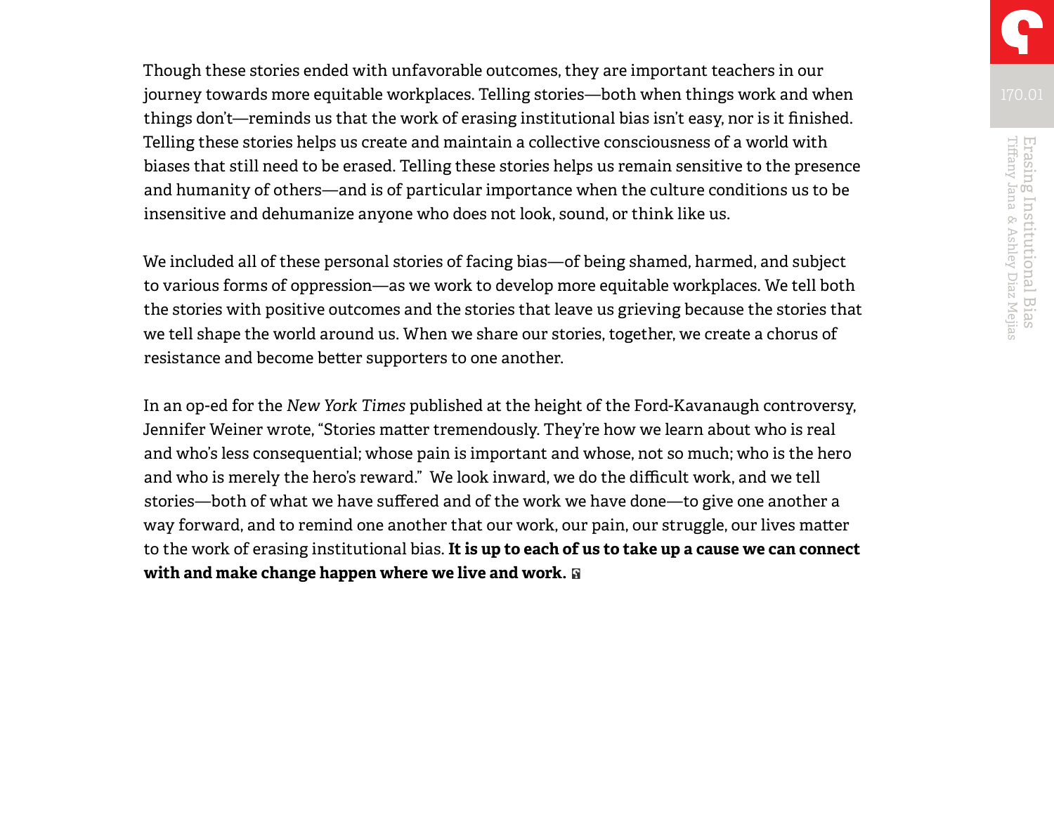Though these stories ended with unfavorable outcomes, they are important teachers in our journey towards more equitable workplaces. Telling stories—both when things work and when things don't—reminds us that the work of erasing institutional bias isn't easy, nor is it finished. Telling these stories helps us create and maintain a collective consciousness of a world with biases that still need to be erased. Telling these stories helps us remain sensitive to the presence and humanity of others—and is of particular importance when the culture conditions us to be insensitive and dehumanize anyone who does not look, sound, or think like us.

We included all of these personal stories of facing bias—of being shamed, harmed, and subject to various forms of oppression—as we work to develop more equitable workplaces. We tell both the stories with positive outcomes and the stories that leave us grieving because the stories that we tell shape the world around us. When we share our stories, together, we create a chorus of resistance and become better supporters to one another.

In an op-ed for the *New York Times* published at the height of the Ford-Kavanaugh controversy, Jennifer Weiner wrote, "Stories matter tremendously. They're how we learn about who is real and who's less consequential; whose pain is important and whose, not so much; who is the hero and who is merely the hero's reward." We look inward, we do the difficult work, and we tell stories—both of what we have suffered and of the work we have done—to give one another a way forward, and to remind one another that our work, our pain, our struggle, our lives matter to the work of erasing institutional bias. **It is up to each of us to take up a cause we can connect with and make change happen where we live and work.**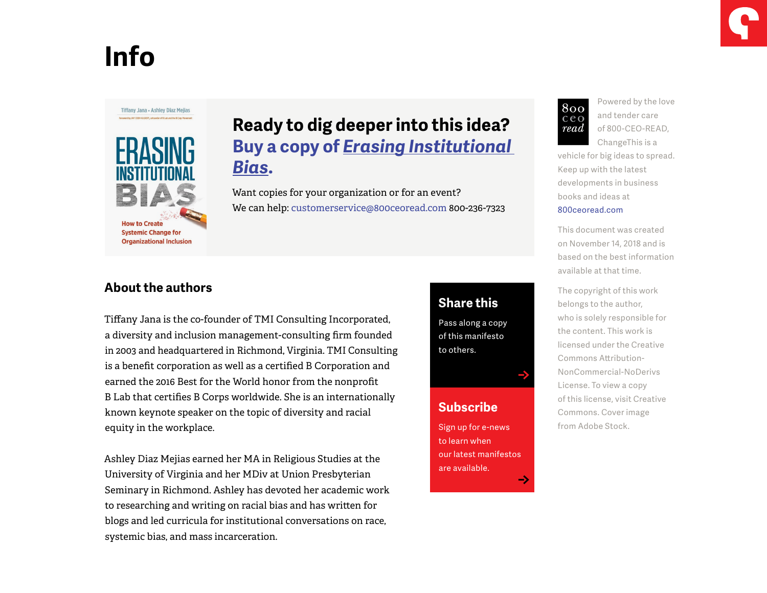# Info

## Ready to dig deeper into this idea?

## Buy a copy of *Erasing Institutional Bias*.

Want copies for your organization or for an event?
We can help: customerservice@800ceoread.com 800-236-7323

### About the authors

Tiffany Jana is the co-founder of TMI Consulting Incorporated, a diversity and inclusion management-consulting firm founded in 2003 and headquartered in Richmond, Virginia. TMI Consulting is a benefit corporation as well as a certified B Corporation and earned the 2016 Best for the World honor from the nonprofit B Lab that certifies B Corps worldwide. She is an internationally known keynote speaker on the topic of diversity and racial equity in the workplace.

Ashley Diaz Mejias earned her MA in Religious Studies at the University of Virginia and her MDiv at Union Presbyterian Seminary in Richmond. Ashley has devoted her academic work to researching and writing on racial bias and has written for blogs and led curricula for institutional conversations on race, systemic bias, and mass incarceration.

**Share this**

Pass along a copy of this manifesto to others.

**Subscribe**

Sign up for e-news to learn when our latest manifestos are available.

Powered by the love and tender care of 800-CEO-READ, ChangeThis is a vehicle for big ideas to spread. Keep up with the latest developments in business books and ideas at 800ceoread.com

This document was created on November 14, 2018 and is based on the best information available at that time.

The copyright of this work belongs to the author, who is solely responsible for the content. This work is licensed under the Creative Commons Attribution-NonCommercial-NoDerivs License. To view a copy of this license, visit Creative Commons. Cover image from Adobe Stock.